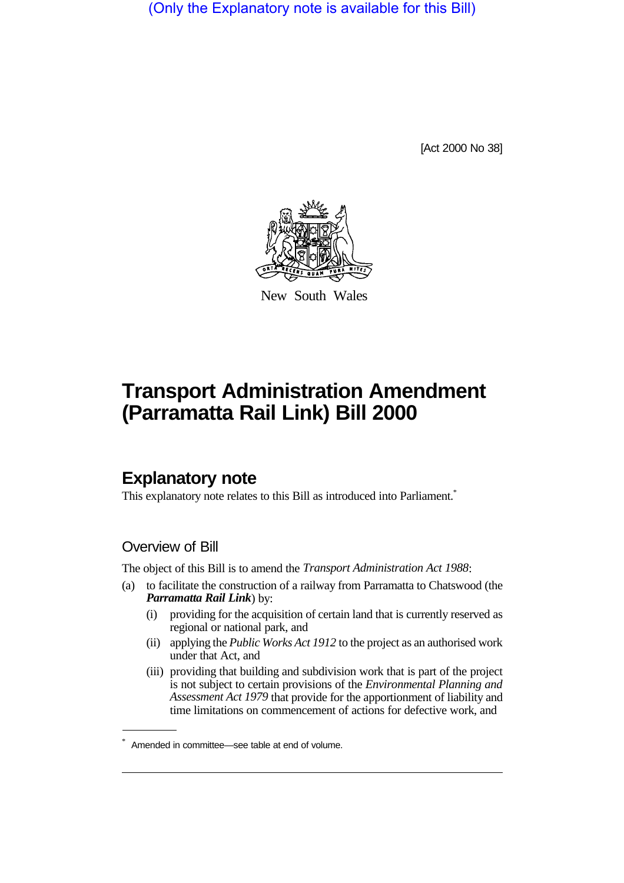(Only the Explanatory note is available for this Bill)

[Act 2000 No 38]

New South Wales

# Transport Administration Amendment (Parramatta Rail Link) Bill 2000

## Explanatory note

This explanatory note relates to this Bill as introduced into Parliament.*

### Overview of Bill

The object of this Bill is to amend the *Transport Administration Act 1988*:

(a) to facilitate the construction of a railway from Parramatta to Chatswood (the ***Parramatta Rail Link***) by:

  (i) providing for the acquisition of certain land that is currently reserved as regional or national park, and

  (ii) applying the *Public Works Act 1912* to the project as an authorised work under that Act, and

  (iii) providing that building and subdivision work that is part of the project is not subject to certain provisions of the *Environmental Planning and Assessment Act 1979* that provide for the apportionment of liability and time limitations on commencement of actions for defective work, and

* Amended in committee—see table at end of volume.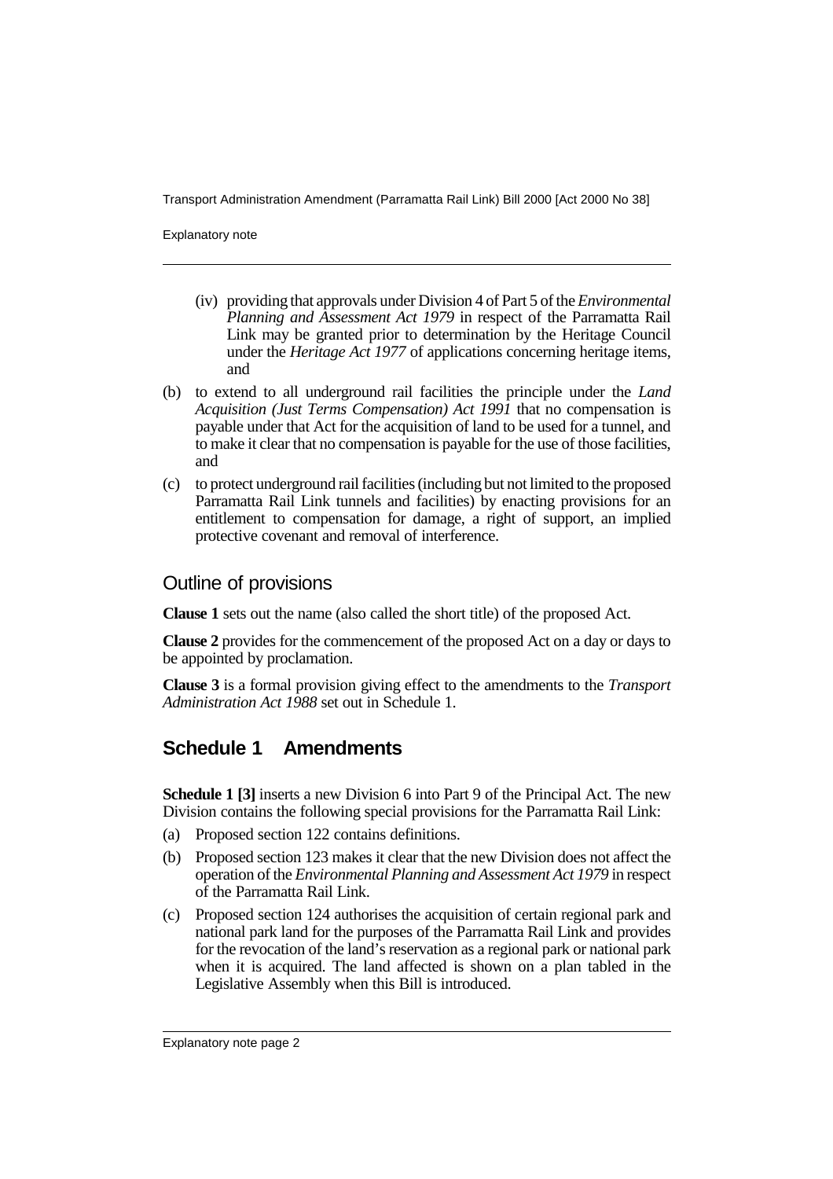(iv) providing that approvals under Division 4 of Part 5 of the *Environmental Planning and Assessment Act 1979* in respect of the Parramatta Rail Link may be granted prior to determination by the Heritage Council under the *Heritage Act 1977* of applications concerning heritage items, and

(b) to extend to all underground rail facilities the principle under the *Land Acquisition (Just Terms Compensation) Act 1991* that no compensation is payable under that Act for the acquisition of land to be used for a tunnel, and to make it clear that no compensation is payable for the use of those facilities, and

(c) to protect underground rail facilities (including but not limited to the proposed Parramatta Rail Link tunnels and facilities) by enacting provisions for an entitlement to compensation for damage, a right of support, an implied protective covenant and removal of interference.

## Outline of provisions

**Clause 1** sets out the name (also called the short title) of the proposed Act.

**Clause 2** provides for the commencement of the proposed Act on a day or days to be appointed by proclamation.

**Clause 3** is a formal provision giving effect to the amendments to the *Transport Administration Act 1988* set out in Schedule 1.

## Schedule 1 Amendments

**Schedule 1 [3]** inserts a new Division 6 into Part 9 of the Principal Act. The new Division contains the following special provisions for the Parramatta Rail Link:

(a) Proposed section 122 contains definitions.

(b) Proposed section 123 makes it clear that the new Division does not affect the operation of the *Environmental Planning and Assessment Act 1979* in respect of the Parramatta Rail Link.

(c) Proposed section 124 authorises the acquisition of certain regional park and national park land for the purposes of the Parramatta Rail Link and provides for the revocation of the land's reservation as a regional park or national park when it is acquired. The land affected is shown on a plan tabled in the Legislative Assembly when this Bill is introduced.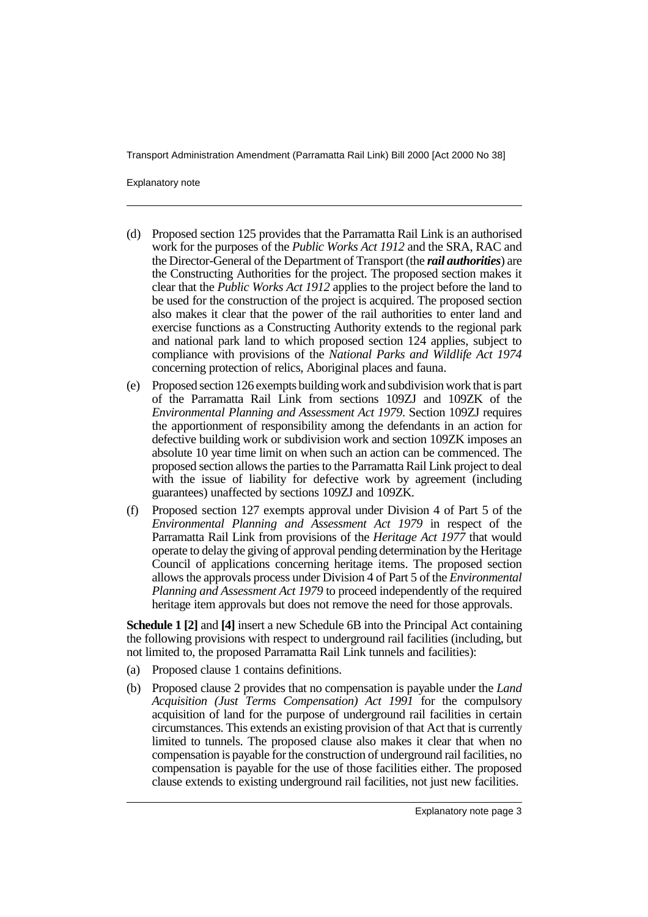- (d) Proposed section 125 provides that the Parramatta Rail Link is an authorised work for the purposes of the *Public Works Act 1912* and the SRA, RAC and the Director-General of the Department of Transport (the ***rail authorities***) are the Constructing Authorities for the project. The proposed section makes it clear that the *Public Works Act 1912* applies to the project before the land to be used for the construction of the project is acquired. The proposed section also makes it clear that the power of the rail authorities to enter land and exercise functions as a Constructing Authority extends to the regional park and national park land to which proposed section 124 applies, subject to compliance with provisions of the *National Parks and Wildlife Act 1974* concerning protection of relics, Aboriginal places and fauna.
- (e) Proposed section 126 exempts building work and subdivision work that is part of the Parramatta Rail Link from sections 109ZJ and 109ZK of the *Environmental Planning and Assessment Act 1979*. Section 109ZJ requires the apportionment of responsibility among the defendants in an action for defective building work or subdivision work and section 109ZK imposes an absolute 10 year time limit on when such an action can be commenced. The proposed section allows the parties to the Parramatta Rail Link project to deal with the issue of liability for defective work by agreement (including guarantees) unaffected by sections 109ZJ and 109ZK.
- (f) Proposed section 127 exempts approval under Division 4 of Part 5 of the *Environmental Planning and Assessment Act 1979* in respect of the Parramatta Rail Link from provisions of the *Heritage Act 1977* that would operate to delay the giving of approval pending determination by the Heritage Council of applications concerning heritage items. The proposed section allows the approvals process under Division 4 of Part 5 of the *Environmental Planning and Assessment Act 1979* to proceed independently of the required heritage item approvals but does not remove the need for those approvals.

**Schedule 1 [2]** and **[4]** insert a new Schedule 6B into the Principal Act containing the following provisions with respect to underground rail facilities (including, but not limited to, the proposed Parramatta Rail Link tunnels and facilities):

- (a) Proposed clause 1 contains definitions.
- (b) Proposed clause 2 provides that no compensation is payable under the *Land Acquisition (Just Terms Compensation) Act 1991* for the compulsory acquisition of land for the purpose of underground rail facilities in certain circumstances. This extends an existing provision of that Act that is currently limited to tunnels. The proposed clause also makes it clear that when no compensation is payable for the construction of underground rail facilities, no compensation is payable for the use of those facilities either. The proposed clause extends to existing underground rail facilities, not just new facilities.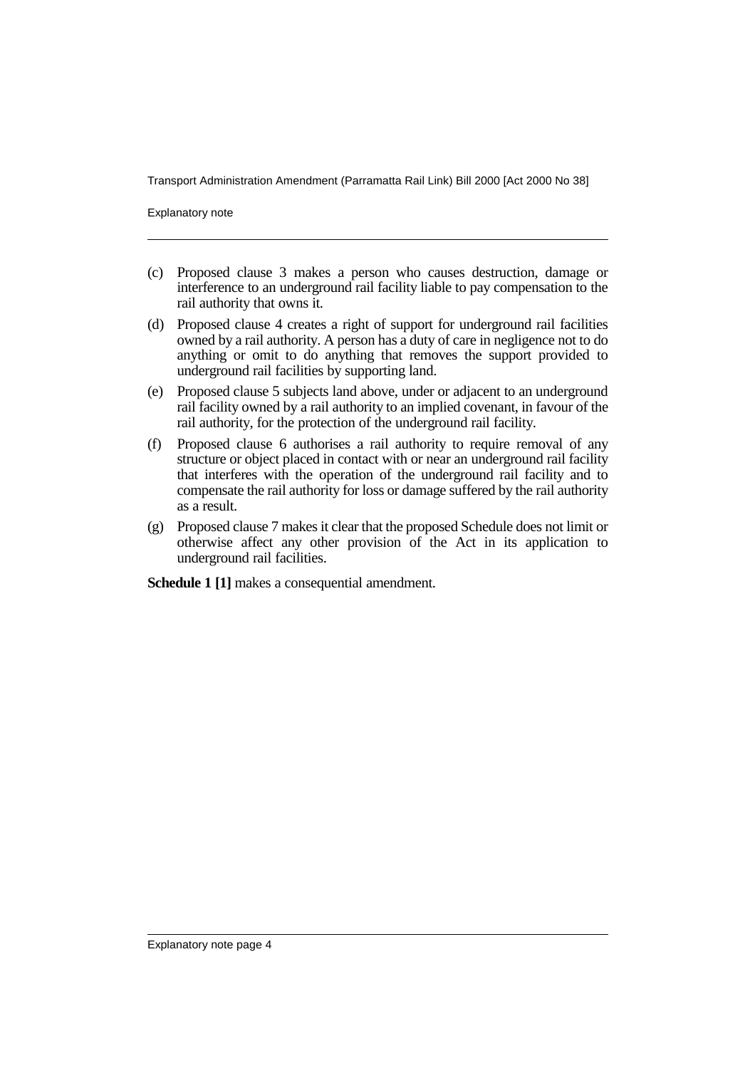(c) Proposed clause 3 makes a person who causes destruction, damage or interference to an underground rail facility liable to pay compensation to the rail authority that owns it.

(d) Proposed clause 4 creates a right of support for underground rail facilities owned by a rail authority. A person has a duty of care in negligence not to do anything or omit to do anything that removes the support provided to underground rail facilities by supporting land.

(e) Proposed clause 5 subjects land above, under or adjacent to an underground rail facility owned by a rail authority to an implied covenant, in favour of the rail authority, for the protection of the underground rail facility.

(f) Proposed clause 6 authorises a rail authority to require removal of any structure or object placed in contact with or near an underground rail facility that interferes with the operation of the underground rail facility and to compensate the rail authority for loss or damage suffered by the rail authority as a result.

(g) Proposed clause 7 makes it clear that the proposed Schedule does not limit or otherwise affect any other provision of the Act in its application to underground rail facilities.

**Schedule 1 [1]** makes a consequential amendment.